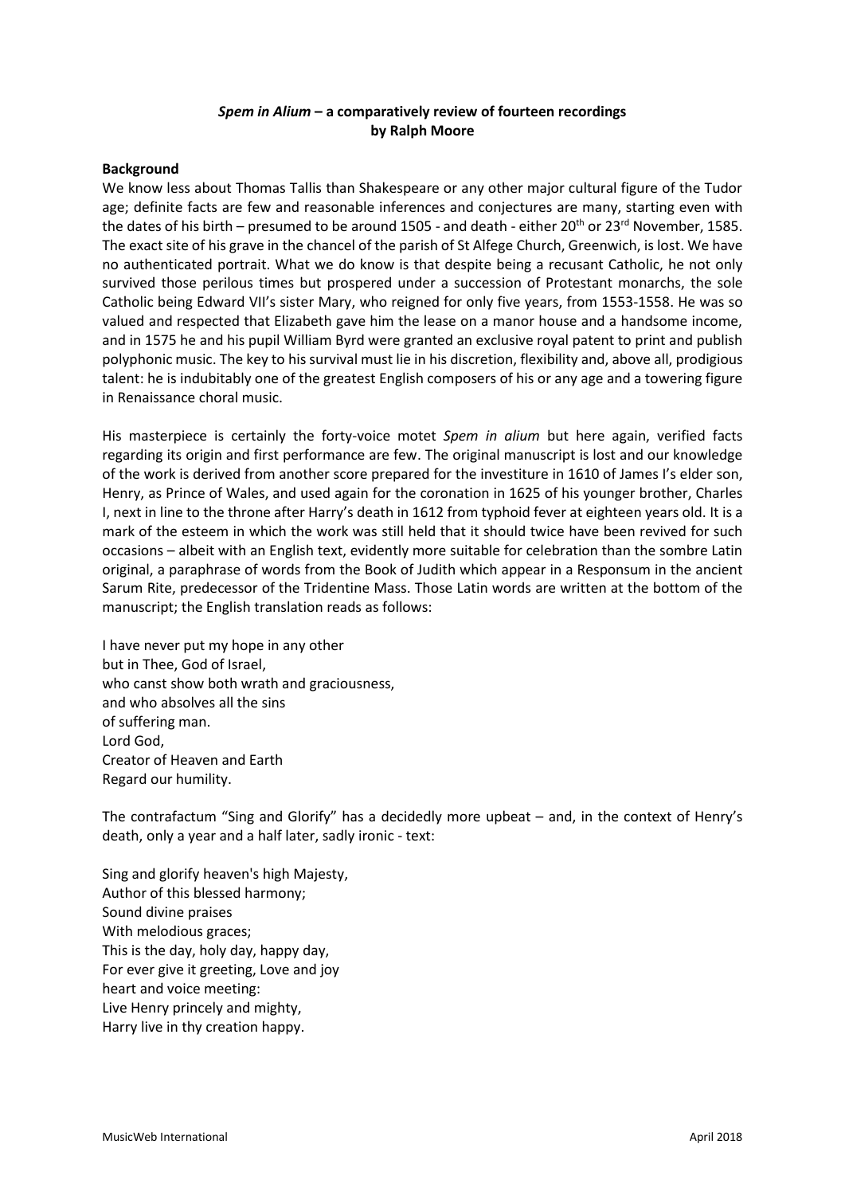## *Spem in Alium* – a comparatively review of fourteen recordings by Ralph Moore

**Background**

We know less about Thomas Tallis than Shakespeare or any other major cultural figure of the Tudor age; definite facts are few and reasonable inferences and conjectures are many, starting even with the dates of his birth – presumed to be around 1505 - and death - either 20th or 23rd November, 1585. The exact site of his grave in the chancel of the parish of St Alfege Church, Greenwich, is lost. We have no authenticated portrait. What we do know is that despite being a recusant Catholic, he not only survived those perilous times but prospered under a succession of Protestant monarchs, the sole Catholic being Edward VII's sister Mary, who reigned for only five years, from 1553-1558. He was so valued and respected that Elizabeth gave him the lease on a manor house and a handsome income, and in 1575 he and his pupil William Byrd were granted an exclusive royal patent to print and publish polyphonic music. The key to his survival must lie in his discretion, flexibility and, above all, prodigious talent: he is indubitably one of the greatest English composers of his or any age and a towering figure in Renaissance choral music.

His masterpiece is certainly the forty-voice motet *Spem in alium* but here again, verified facts regarding its origin and first performance are few. The original manuscript is lost and our knowledge of the work is derived from another score prepared for the investiture in 1610 of James I's elder son, Henry, as Prince of Wales, and used again for the coronation in 1625 of his younger brother, Charles I, next in line to the throne after Harry's death in 1612 from typhoid fever at eighteen years old. It is a mark of the esteem in which the work was still held that it should twice have been revived for such occasions – albeit with an English text, evidently more suitable for celebration than the sombre Latin original, a paraphrase of words from the Book of Judith which appear in a Responsum in the ancient Sarum Rite, predecessor of the Tridentine Mass. Those Latin words are written at the bottom of the manuscript; the English translation reads as follows:

I have never put my hope in any other  
but in Thee, God of Israel,  
who canst show both wrath and graciousness,  
and who absolves all the sins  
of suffering man.  
Lord God,  
Creator of Heaven and Earth  
Regard our humility.

The contrafactum "Sing and Glorify" has a decidedly more upbeat – and, in the context of Henry's death, only a year and a half later, sadly ironic - text:

Sing and glorify heaven's high Majesty,  
Author of this blessed harmony;  
Sound divine praises  
With melodious graces;  
This is the day, holy day, happy day,  
For ever give it greeting, Love and joy  
heart and voice meeting:  
Live Henry princely and mighty,  
Harry live in thy creation happy.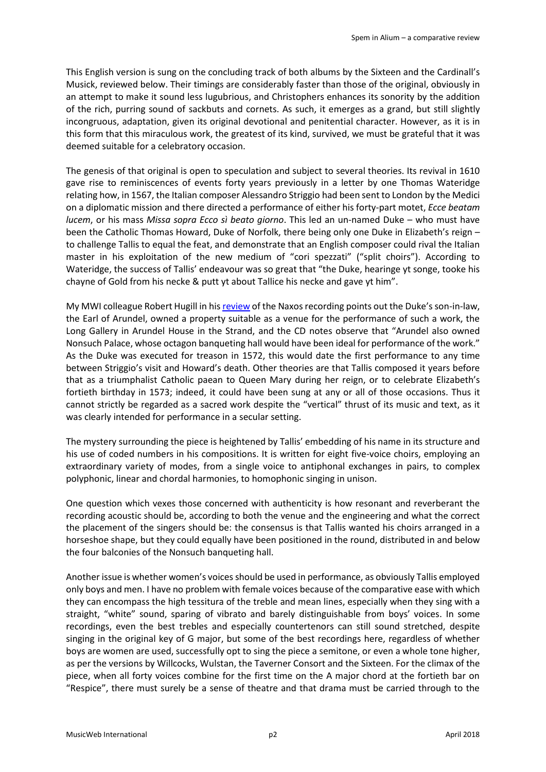This English version is sung on the concluding track of both albums by the Sixteen and the Cardinall's Musick, reviewed below. Their timings are considerably faster than those of the original, obviously in an attempt to make it sound less lugubrious, and Christophers enhances its sonority by the addition of the rich, purring sound of sackbuts and cornets. As such, it emerges as a grand, but still slightly incongruous, adaptation, given its original devotional and penitential character. However, as it is in this form that this miraculous work, the greatest of its kind, survived, we must be grateful that it was deemed suitable for a celebratory occasion.

The genesis of that original is open to speculation and subject to several theories. Its revival in 1610 gave rise to reminiscences of events forty years previously in a letter by one Thomas Wateridge relating how, in 1567, the Italian composer Alessandro Striggio had been sent to London by the Medici on a diplomatic mission and there directed a performance of either his forty-part motet, *Ecce beatam lucem*, or his mass *Missa sopra Ecco sì beato giorno*. This led an un-named Duke – who must have been the Catholic Thomas Howard, Duke of Norfolk, there being only one Duke in Elizabeth's reign – to challenge Tallis to equal the feat, and demonstrate that an English composer could rival the Italian master in his exploitation of the new medium of "cori spezzati" ("split choirs"). According to Wateridge, the success of Tallis' endeavour was so great that "the Duke, hearinge yt songe, tooke his chayne of Gold from his necke & putt yt about Tallice his necke and gave yt him".

My MWI colleague Robert Hugill in his review of the Naxos recording points out the Duke's son-in-law, the Earl of Arundel, owned a property suitable as a venue for the performance of such a work, the Long Gallery in Arundel House in the Strand, and the CD notes observe that "Arundel also owned Nonsuch Palace, whose octagon banqueting hall would have been ideal for performance of the work." As the Duke was executed for treason in 1572, this would date the first performance to any time between Striggio's visit and Howard's death. Other theories are that Tallis composed it years before that as a triumphalist Catholic paean to Queen Mary during her reign, or to celebrate Elizabeth's fortieth birthday in 1573; indeed, it could have been sung at any or all of those occasions. Thus it cannot strictly be regarded as a sacred work despite the "vertical" thrust of its music and text, as it was clearly intended for performance in a secular setting.

The mystery surrounding the piece is heightened by Tallis' embedding of his name in its structure and his use of coded numbers in his compositions. It is written for eight five-voice choirs, employing an extraordinary variety of modes, from a single voice to antiphonal exchanges in pairs, to complex polyphonic, linear and chordal harmonies, to homophonic singing in unison.

One question which vexes those concerned with authenticity is how resonant and reverberant the recording acoustic should be, according to both the venue and the engineering and what the correct the placement of the singers should be: the consensus is that Tallis wanted his choirs arranged in a horseshoe shape, but they could equally have been positioned in the round, distributed in and below the four balconies of the Nonsuch banqueting hall.

Another issue is whether women's voices should be used in performance, as obviously Tallis employed only boys and men. I have no problem with female voices because of the comparative ease with which they can encompass the high tessitura of the treble and mean lines, especially when they sing with a straight, "white" sound, sparing of vibrato and barely distinguishable from boys' voices. In some recordings, even the best trebles and especially countertenors can still sound stretched, despite singing in the original key of G major, but some of the best recordings here, regardless of whether boys are women are used, successfully opt to sing the piece a semitone, or even a whole tone higher, as per the versions by Willcocks, Wulstan, the Taverner Consort and the Sixteen. For the climax of the piece, when all forty voices combine for the first time on the A major chord at the fortieth bar on "Respice", there must surely be a sense of theatre and that drama must be carried through to the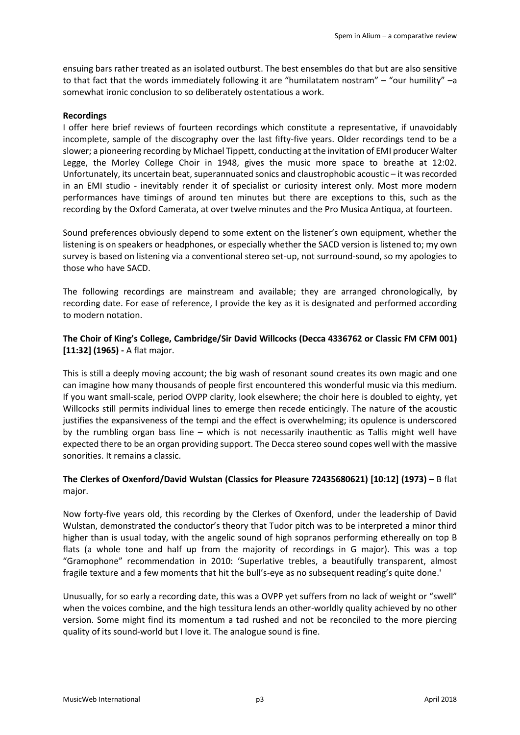ensuing bars rather treated as an isolated outburst. The best ensembles do that but are also sensitive to that fact that the words immediately following it are "humilatatem nostram" – "our humility" –a somewhat ironic conclusion to so deliberately ostentatious a work.

**Recordings**

I offer here brief reviews of fourteen recordings which constitute a representative, if unavoidably incomplete, sample of the discography over the last fifty-five years. Older recordings tend to be a slower; a pioneering recording by Michael Tippett, conducting at the invitation of EMI producer Walter Legge, the Morley College Choir in 1948, gives the music more space to breathe at 12:02. Unfortunately, its uncertain beat, superannuated sonics and claustrophobic acoustic – it was recorded in an EMI studio - inevitably render it of specialist or curiosity interest only. Most more modern performances have timings of around ten minutes but there are exceptions to this, such as the recording by the Oxford Camerata, at over twelve minutes and the Pro Musica Antiqua, at fourteen.

Sound preferences obviously depend to some extent on the listener's own equipment, whether the listening is on speakers or headphones, or especially whether the SACD version is listened to; my own survey is based on listening via a conventional stereo set-up, not surround-sound, so my apologies to those who have SACD.

The following recordings are mainstream and available; they are arranged chronologically, by recording date. For ease of reference, I provide the key as it is designated and performed according to modern notation.

**The Choir of King's College, Cambridge/Sir David Willcocks (Decca 4336762 or Classic FM CFM 001) [11:32] (1965) -** A flat major.

This is still a deeply moving account; the big wash of resonant sound creates its own magic and one can imagine how many thousands of people first encountered this wonderful music via this medium. If you want small-scale, period OVPP clarity, look elsewhere; the choir here is doubled to eighty, yet Willcocks still permits individual lines to emerge then recede enticingly. The nature of the acoustic justifies the expansiveness of the tempi and the effect is overwhelming; its opulence is underscored by the rumbling organ bass line – which is not necessarily inauthentic as Tallis might well have expected there to be an organ providing support. The Decca stereo sound copes well with the massive sonorities. It remains a classic.

**The Clerkes of Oxenford/David Wulstan (Classics for Pleasure 72435680621) [10:12] (1973)** – B flat major.

Now forty-five years old, this recording by the Clerkes of Oxenford, under the leadership of David Wulstan, demonstrated the conductor's theory that Tudor pitch was to be interpreted a minor third higher than is usual today, with the angelic sound of high sopranos performing ethereally on top B flats (a whole tone and half up from the majority of recordings in G major). This was a top "Gramophone" recommendation in 2010: 'Superlative trebles, a beautifully transparent, almost fragile texture and a few moments that hit the bull's-eye as no subsequent reading's quite done.'

Unusually, for so early a recording date, this was a OVPP yet suffers from no lack of weight or "swell" when the voices combine, and the high tessitura lends an other-worldly quality achieved by no other version. Some might find its momentum a tad rushed and not be reconciled to the more piercing quality of its sound-world but I love it. The analogue sound is fine.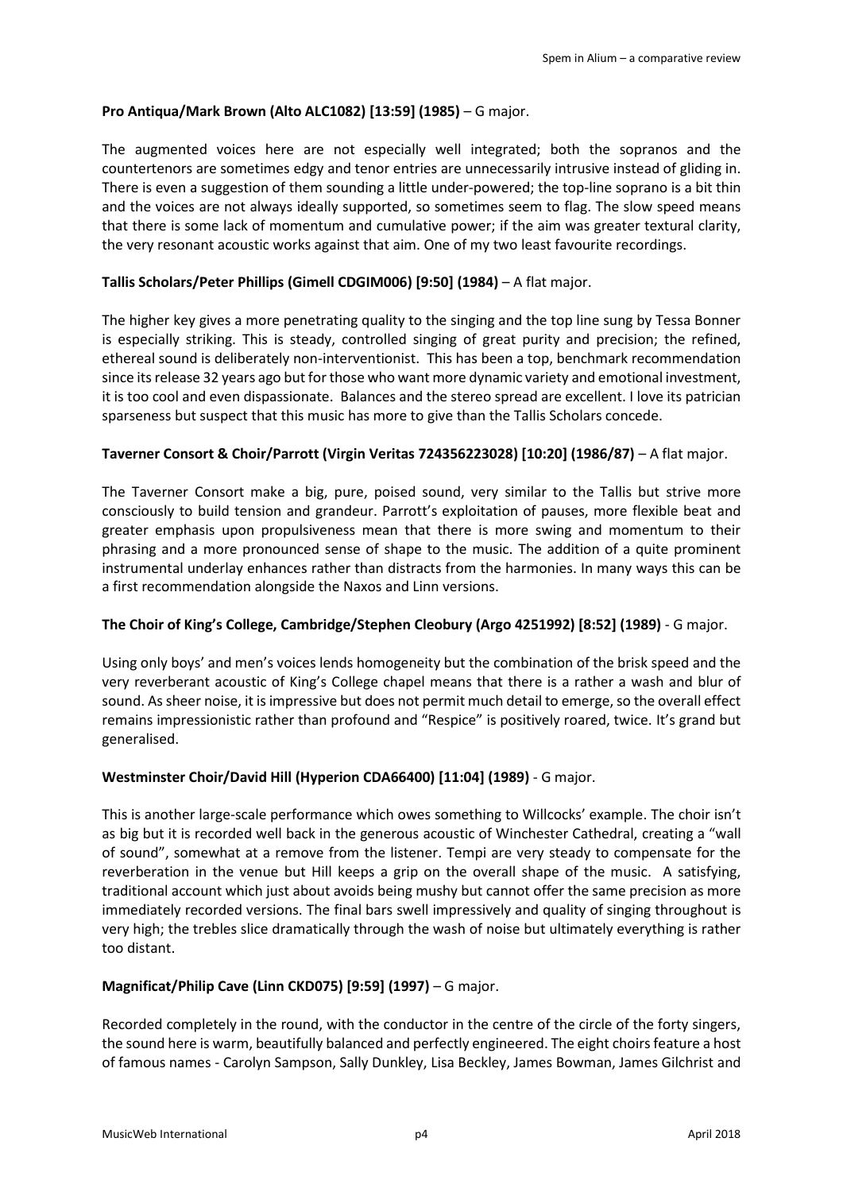**Pro Antiqua/Mark Brown (Alto ALC1082) [13:59] (1985)** – G major.

The augmented voices here are not especially well integrated; both the sopranos and the countertenors are sometimes edgy and tenor entries are unnecessarily intrusive instead of gliding in. There is even a suggestion of them sounding a little under-powered; the top-line soprano is a bit thin and the voices are not always ideally supported, so sometimes seem to flag. The slow speed means that there is some lack of momentum and cumulative power; if the aim was greater textural clarity, the very resonant acoustic works against that aim. One of my two least favourite recordings.

**Tallis Scholars/Peter Phillips (Gimell CDGIM006) [9:50] (1984)** – A flat major.

The higher key gives a more penetrating quality to the singing and the top line sung by Tessa Bonner is especially striking. This is steady, controlled singing of great purity and precision; the refined, ethereal sound is deliberately non-interventionist. This has been a top, benchmark recommendation since its release 32 years ago but for those who want more dynamic variety and emotional investment, it is too cool and even dispassionate. Balances and the stereo spread are excellent. I love its patrician sparseness but suspect that this music has more to give than the Tallis Scholars concede.

**Taverner Consort & Choir/Parrott (Virgin Veritas 724356223028) [10:20] (1986/87)** – A flat major.

The Taverner Consort make a big, pure, poised sound, very similar to the Tallis but strive more consciously to build tension and grandeur. Parrott's exploitation of pauses, more flexible beat and greater emphasis upon propulsiveness mean that there is more swing and momentum to their phrasing and a more pronounced sense of shape to the music. The addition of a quite prominent instrumental underlay enhances rather than distracts from the harmonies. In many ways this can be a first recommendation alongside the Naxos and Linn versions.

**The Choir of King's College, Cambridge/Stephen Cleobury (Argo 4251992) [8:52] (1989)** - G major.

Using only boys' and men's voices lends homogeneity but the combination of the brisk speed and the very reverberant acoustic of King's College chapel means that there is a rather a wash and blur of sound. As sheer noise, it is impressive but does not permit much detail to emerge, so the overall effect remains impressionistic rather than profound and "Respice" is positively roared, twice. It's grand but generalised.

**Westminster Choir/David Hill (Hyperion CDA66400) [11:04] (1989)** - G major.

This is another large-scale performance which owes something to Willcocks' example. The choir isn't as big but it is recorded well back in the generous acoustic of Winchester Cathedral, creating a "wall of sound", somewhat at a remove from the listener. Tempi are very steady to compensate for the reverberation in the venue but Hill keeps a grip on the overall shape of the music. A satisfying, traditional account which just about avoids being mushy but cannot offer the same precision as more immediately recorded versions. The final bars swell impressively and quality of singing throughout is very high; the trebles slice dramatically through the wash of noise but ultimately everything is rather too distant.

**Magnificat/Philip Cave (Linn CKD075) [9:59] (1997)** – G major.

Recorded completely in the round, with the conductor in the centre of the circle of the forty singers, the sound here is warm, beautifully balanced and perfectly engineered. The eight choirs feature a host of famous names - Carolyn Sampson, Sally Dunkley, Lisa Beckley, James Bowman, James Gilchrist and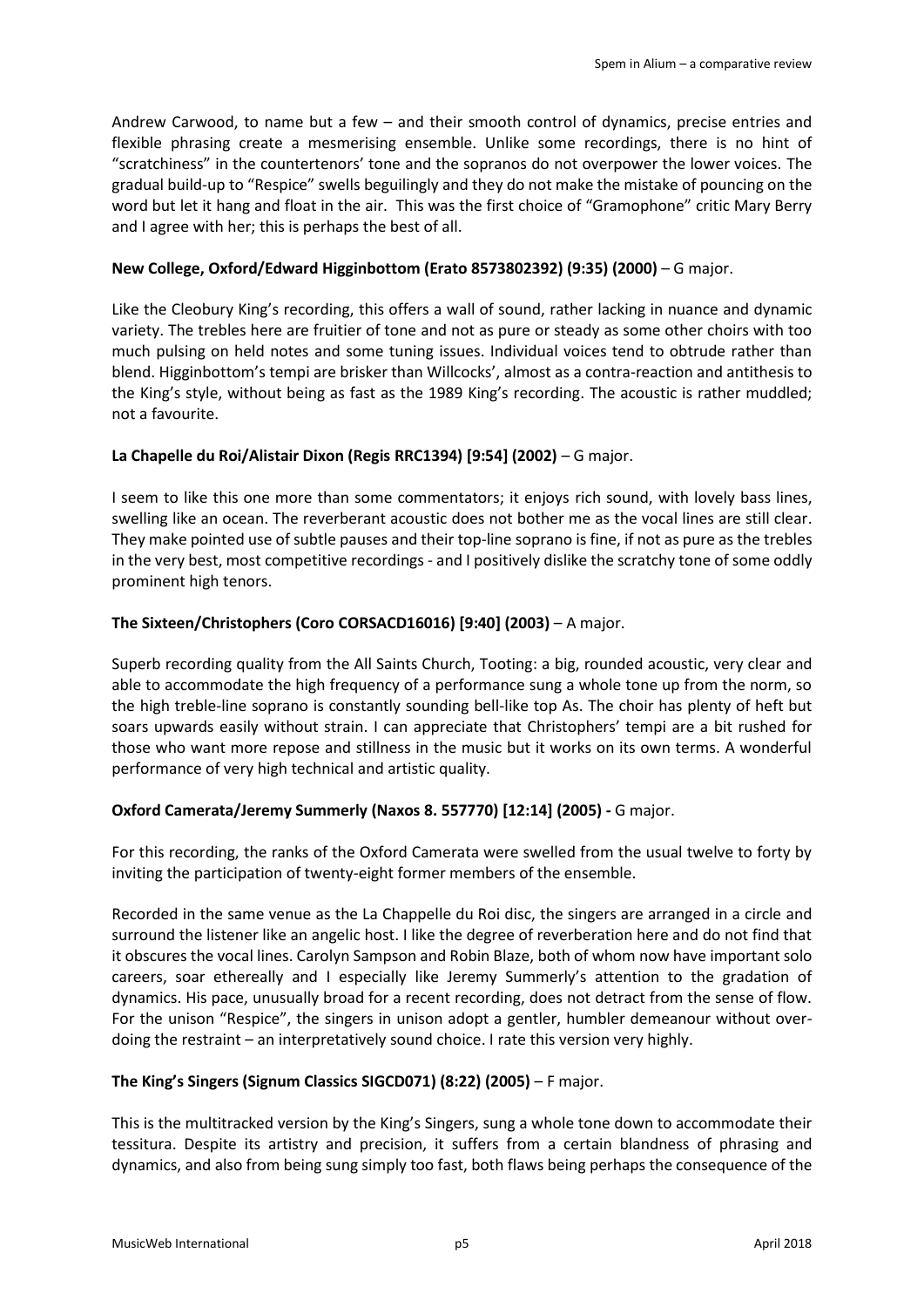Andrew Carwood, to name but a few – and their smooth control of dynamics, precise entries and flexible phrasing create a mesmerising ensemble. Unlike some recordings, there is no hint of "scratchiness" in the countertenors' tone and the sopranos do not overpower the lower voices. The gradual build-up to "Respice" swells beguilingly and they do not make the mistake of pouncing on the word but let it hang and float in the air. This was the first choice of "Gramophone" critic Mary Berry and I agree with her; this is perhaps the best of all.

**New College, Oxford/Edward Higginbottom (Erato 8573802392) (9:35) (2000)** – G major.

Like the Cleobury King's recording, this offers a wall of sound, rather lacking in nuance and dynamic variety. The trebles here are fruitier of tone and not as pure or steady as some other choirs with too much pulsing on held notes and some tuning issues. Individual voices tend to obtrude rather than blend. Higginbottom's tempi are brisker than Willcocks', almost as a contra-reaction and antithesis to the King's style, without being as fast as the 1989 King's recording. The acoustic is rather muddled; not a favourite.

**La Chapelle du Roi/Alistair Dixon (Regis RRC1394) [9:54] (2002)** – G major.

I seem to like this one more than some commentators; it enjoys rich sound, with lovely bass lines, swelling like an ocean. The reverberant acoustic does not bother me as the vocal lines are still clear. They make pointed use of subtle pauses and their top-line soprano is fine, if not as pure as the trebles in the very best, most competitive recordings - and I positively dislike the scratchy tone of some oddly prominent high tenors.

**The Sixteen/Christophers (Coro CORSACD16016) [9:40] (2003)** – A major.

Superb recording quality from the All Saints Church, Tooting: a big, rounded acoustic, very clear and able to accommodate the high frequency of a performance sung a whole tone up from the norm, so the high treble-line soprano is constantly sounding bell-like top As. The choir has plenty of heft but soars upwards easily without strain. I can appreciate that Christophers' tempi are a bit rushed for those who want more repose and stillness in the music but it works on its own terms. A wonderful performance of very high technical and artistic quality.

**Oxford Camerata/Jeremy Summerly (Naxos 8. 557770) [12:14] (2005) -** G major.

For this recording, the ranks of the Oxford Camerata were swelled from the usual twelve to forty by inviting the participation of twenty-eight former members of the ensemble.

Recorded in the same venue as the La Chappelle du Roi disc, the singers are arranged in a circle and surround the listener like an angelic host. I like the degree of reverberation here and do not find that it obscures the vocal lines. Carolyn Sampson and Robin Blaze, both of whom now have important solo careers, soar ethereally and I especially like Jeremy Summerly's attention to the gradation of dynamics. His pace, unusually broad for a recent recording, does not detract from the sense of flow. For the unison "Respice", the singers in unison adopt a gentler, humbler demeanour without over-doing the restraint – an interpretatively sound choice. I rate this version very highly.

**The King's Singers (Signum Classics SIGCD071) (8:22) (2005)** – F major.

This is the multitracked version by the King's Singers, sung a whole tone down to accommodate their tessitura. Despite its artistry and precision, it suffers from a certain blandness of phrasing and dynamics, and also from being sung simply too fast, both flaws being perhaps the consequence of the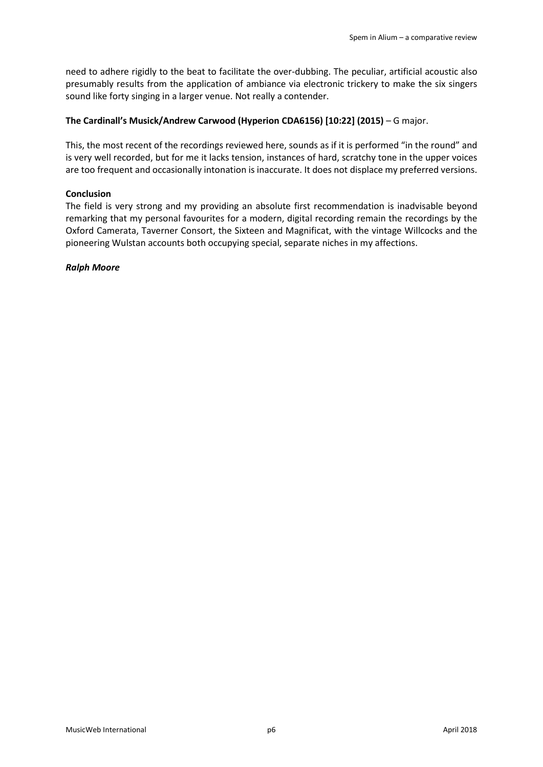need to adhere rigidly to the beat to facilitate the over-dubbing. The peculiar, artificial acoustic also presumably results from the application of ambiance via electronic trickery to make the six singers sound like forty singing in a larger venue. Not really a contender.

**The Cardinall's Musick/Andrew Carwood (Hyperion CDA6156) [10:22] (2015)** – G major.

This, the most recent of the recordings reviewed here, sounds as if it is performed "in the round" and is very well recorded, but for me it lacks tension, instances of hard, scratchy tone in the upper voices are too frequent and occasionally intonation is inaccurate. It does not displace my preferred versions.

**Conclusion**

The field is very strong and my providing an absolute first recommendation is inadvisable beyond remarking that my personal favourites for a modern, digital recording remain the recordings by the Oxford Camerata, Taverner Consort, the Sixteen and Magnificat, with the vintage Willcocks and the pioneering Wulstan accounts both occupying special, separate niches in my affections.

***Ralph Moore***